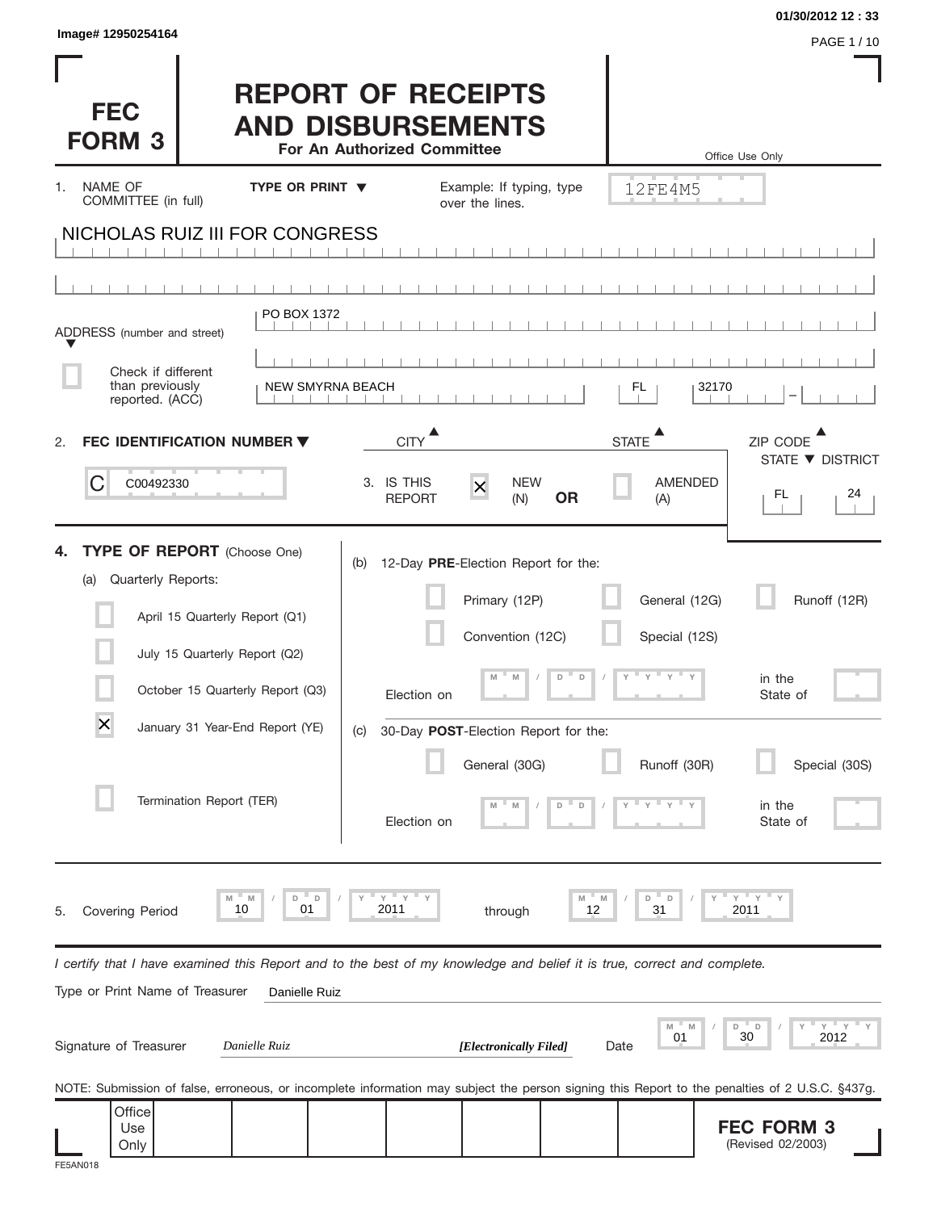Image# 12950254164

01/30/2012 12 : 33

# FEC FORM 3

# REPORT OF RECEIPTS AND DISBURSEMENTS

**For An Authorized Committee**

Office Use Only

12FE4M5

1. NAME OF COMMITTEE (in full) **TYPE OR PRINT ▼** Example: If typing, type over the lines.

NICHOLAS RUIZ III FOR CONGRESS

ADDRESS (number and street) PO BOX 1372

☐ Check if different than previously reported. (ACC)

NEW SMYRNA BEACH — FL — 32170 –

CITY ▲ STATE ▲ ZIP CODE ▲

2. **FEC IDENTIFICATION NUMBER ▼**

C C00492330

3. IS THIS REPORT ☒ NEW (N) **OR** ☐ AMENDED (A)

STATE ▼ DISTRICT: FL 24

4. **TYPE OF REPORT** (Choose One)

(a) Quarterly Reports:

- ☐ April 15 Quarterly Report (Q1)
- ☐ July 15 Quarterly Report (Q2)
- ☐ October 15 Quarterly Report (Q3)
- ☒ January 31 Year-End Report (YE)
- ☐ Termination Report (TER)

(b) 12-Day **PRE**-Election Report for the:

- ☐ Primary (12P)
- ☐ General (12G)
- ☐ Runoff (12R)
- ☐ Convention (12C)
- ☐ Special (12S)

Election on MM / DD / YYYY in the State of

(c) 30-Day **POST**-Election Report for the:

- ☐ General (30G)
- ☐ Runoff (30R)
- ☐ Special (30S)

Election on MM / DD / YYYY in the State of

5. Covering Period 10 / 01 / 2011 through 12 / 31 / 2011

*I certify that I have examined this Report and to the best of my knowledge and belief it is true, correct and complete.*

Type or Print Name of Treasurer: Danielle Ruiz

Signature of Treasurer: *Danielle Ruiz* ***[Electronically Filed]*** Date 01 / 30 / 2012

NOTE: Submission of false, erroneous, or incomplete information may subject the person signing this Report to the penalties of 2 U.S.C. §437g.

Office Use Only

**FEC FORM 3**
(Revised 02/2003)

FE5AN018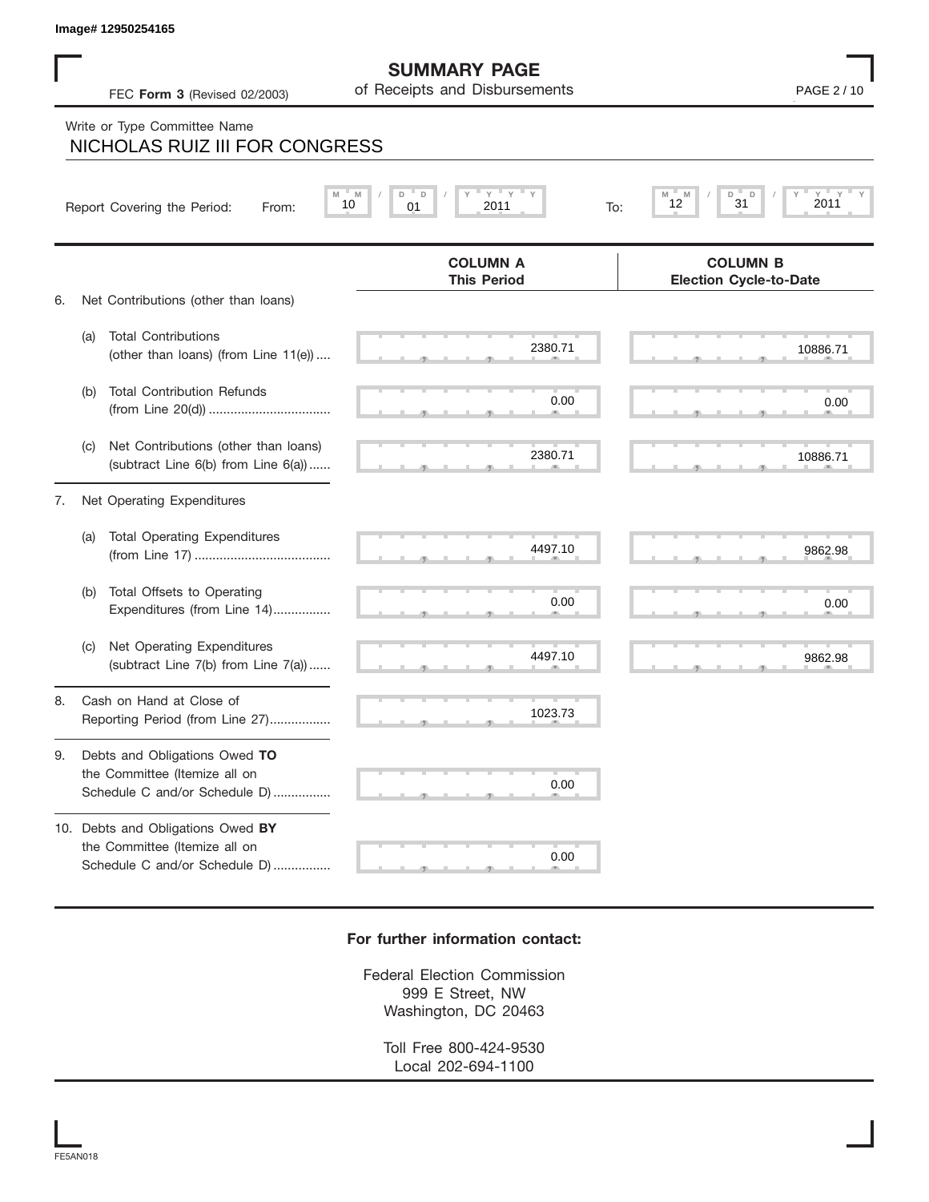Image# 12950254165

# SUMMARY PAGE
of Receipts and Disbursements

FEC **Form 3** (Revised 02/2003)

Write or Type Committee Name

NICHOLAS RUIZ III FOR CONGRESS

Report Covering the Period: From: 10 / 01 / 2011 To: 12 / 31 / 2011

| | COLUMN A This Period | COLUMN B Election Cycle-to-Date |
|---|---|---|
| 6. Net Contributions (other than loans) | | |
| (a) Total Contributions (other than loans) (from Line 11(e)) .... | 2380.71 | 10886.71 |
| (b) Total Contribution Refunds (from Line 20(d)) .... | 0.00 | 0.00 |
| (c) Net Contributions (other than loans) (subtract Line 6(b) from Line 6(a)) ...... | 2380.71 | 10886.71 |
| 7. Net Operating Expenditures | | |
| (a) Total Operating Expenditures (from Line 17) .... | 4497.10 | 9862.98 |
| (b) Total Offsets to Operating Expenditures (from Line 14)........ | 0.00 | 0.00 |
| (c) Net Operating Expenditures (subtract Line 7(b) from Line 7(a)) ...... | 4497.10 | 9862.98 |
| 8. Cash on Hand at Close of Reporting Period (from Line 27)........ | 1023.73 | |
| 9. Debts and Obligations Owed **TO** the Committee (Itemize all on Schedule C and/or Schedule D) ........ | 0.00 | |
| 10. Debts and Obligations Owed **BY** the Committee (Itemize all on Schedule C and/or Schedule D) ........ | 0.00 | |

**For further information contact:**

Federal Election Commission
999 E Street, NW
Washington, DC 20463

Toll Free 800-424-9530
Local 202-694-1100

FE5AN018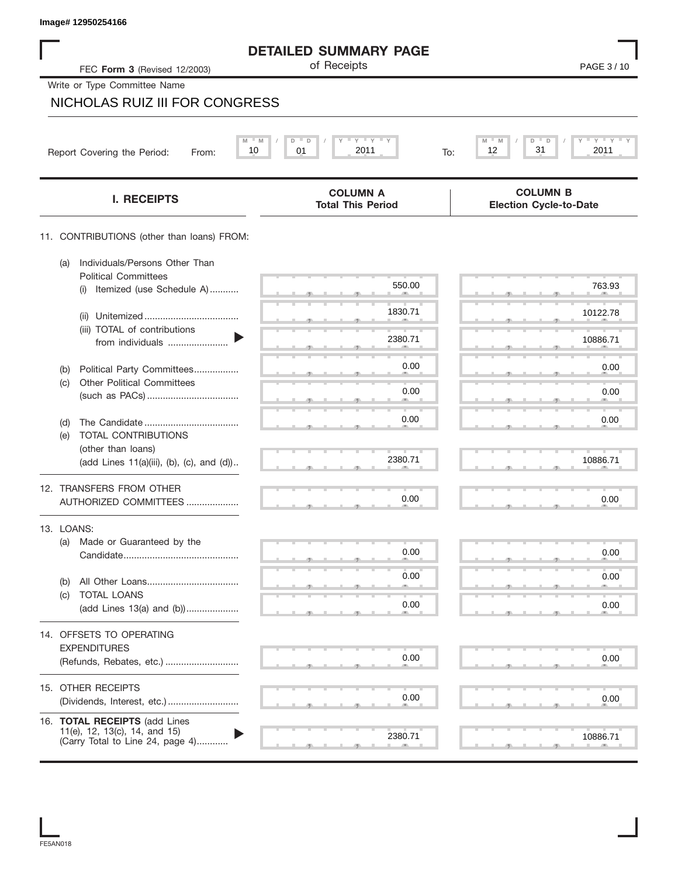Image# 12950254166

# DETAILED SUMMARY PAGE

of Receipts

FEC **Form 3** (Revised 12/2003)

Write or Type Committee Name

NICHOLAS RUIZ III FOR CONGRESS

Report Covering the Period: From: 10 / 01 / 2011 To: 12 / 31 / 2011

| I. RECEIPTS | COLUMN A Total This Period | COLUMN B Election Cycle-to-Date |
|---|---|---|
| 11. CONTRIBUTIONS (other than loans) FROM: | | |
| (a) Individuals/Persons Other Than Political Committees (i) Itemized (use Schedule A) | 550.00 | 763.93 |
| (ii) Unitemized | 1830.71 | 10122.78 |
| (iii) TOTAL of contributions from individuals | 2380.71 | 10886.71 |
| (b) Political Party Committees | 0.00 | 0.00 |
| (c) Other Political Committees (such as PACs) | 0.00 | 0.00 |
| (d) The Candidate | 0.00 | 0.00 |
| (e) TOTAL CONTRIBUTIONS (other than loans) (add Lines 11(a)(iii), (b), (c), and (d)) | 2380.71 | 10886.71 |
| 12. TRANSFERS FROM OTHER AUTHORIZED COMMITTEES | 0.00 | 0.00 |
| 13. LOANS: | | |
| (a) Made or Guaranteed by the Candidate | 0.00 | 0.00 |
| (b) All Other Loans | 0.00 | 0.00 |
| (c) TOTAL LOANS (add Lines 13(a) and (b)) | 0.00 | 0.00 |
| 14. OFFSETS TO OPERATING EXPENDITURES (Refunds, Rebates, etc.) | 0.00 | 0.00 |
| 15. OTHER RECEIPTS (Dividends, Interest, etc.) | 0.00 | 0.00 |
| 16. **TOTAL RECEIPTS** (add Lines 11(e), 12, 13(c), 14, and 15) (Carry Total to Line 24, page 4) | 2380.71 | 10886.71 |

FE5AN018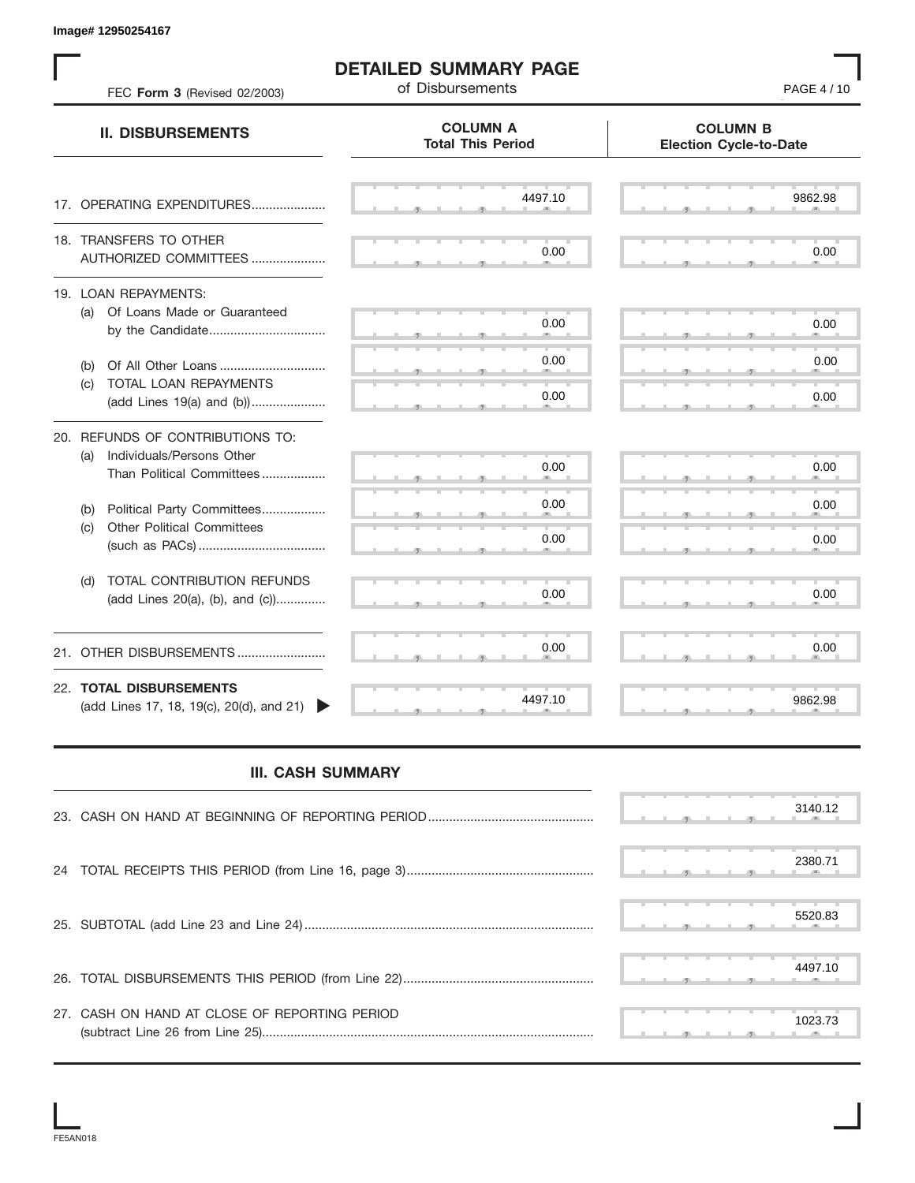Image# 12950254167

# DETAILED SUMMARY PAGE

of Disbursements

FEC **Form 3** (Revised 02/2003)

| II. DISBURSEMENTS | COLUMN A Total This Period | COLUMN B Election Cycle-to-Date |
|---|---|---|
| 17. OPERATING EXPENDITURES | 4497.10 | 9862.98 |
| 18. TRANSFERS TO OTHER AUTHORIZED COMMITTEES | 0.00 | 0.00 |
| 19. LOAN REPAYMENTS: | | |
| (a) Of Loans Made or Guaranteed by the Candidate | 0.00 | 0.00 |
| (b) Of All Other Loans | 0.00 | 0.00 |
| (c) TOTAL LOAN REPAYMENTS (add Lines 19(a) and (b)) | 0.00 | 0.00 |
| 20. REFUNDS OF CONTRIBUTIONS TO: | | |
| (a) Individuals/Persons Other Than Political Committees | 0.00 | 0.00 |
| (b) Political Party Committees | 0.00 | 0.00 |
| (c) Other Political Committees (such as PACs) | 0.00 | 0.00 |
| (d) TOTAL CONTRIBUTION REFUNDS (add Lines 20(a), (b), and (c)) | 0.00 | 0.00 |
| 21. OTHER DISBURSEMENTS | 0.00 | 0.00 |
| 22. **TOTAL DISBURSEMENTS** (add Lines 17, 18, 19(c), 20(d), and 21) | 4497.10 | 9862.98 |

## III. CASH SUMMARY

| | |
|---|---|
| 23. CASH ON HAND AT BEGINNING OF REPORTING PERIOD | 3140.12 |
| 24 TOTAL RECEIPTS THIS PERIOD (from Line 16, page 3) | 2380.71 |
| 25. SUBTOTAL (add Line 23 and Line 24) | 5520.83 |
| 26. TOTAL DISBURSEMENTS THIS PERIOD (from Line 22) | 4497.10 |
| 27. CASH ON HAND AT CLOSE OF REPORTING PERIOD (subtract Line 26 from Line 25) | 1023.73 |

FE5AN018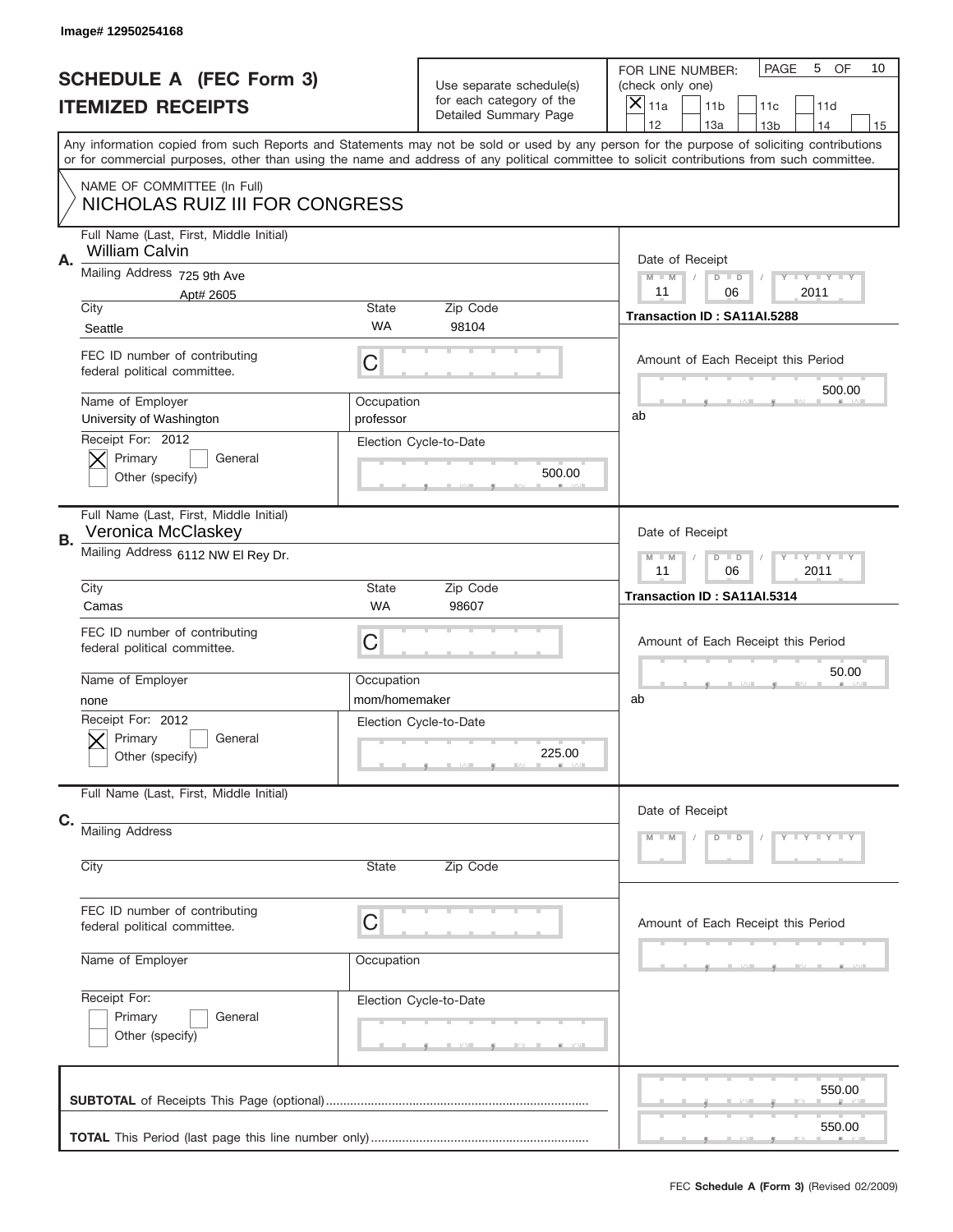Image# 12950254168

# SCHEDULE A (FEC Form 3)
## ITEMIZED RECEIPTS

Use separate schedule(s) for each category of the Detailed Summary Page

FOR LINE NUMBER: (check only one)

PAGE 5 OF 10

[X] 11a [ ] 11b [ ] 11c [ ] 11d [ ] 12 [ ] 13a [ ] 13b [ ] 14 [ ] 15

Any information copied from such Reports and Statements may not be sold or used by any person for the purpose of soliciting contributions or for commercial purposes, other than using the name and address of any political committee to solicit contributions from such committee.

NAME OF COMMITTEE (In Full)
NICHOLAS RUIZ III FOR CONGRESS

**A.**
Full Name (Last, First, Middle Initial): William Calvin
Mailing Address: 725 9th Ave, Apt# 2605
City: Seattle | State: WA | Zip Code: 98104
FEC ID number of contributing federal political committee: C
Name of Employer: University of Washington
Occupation: professor
Receipt For: 2012 — [X] Primary [ ] General [ ] Other (specify)
Election Cycle-to-Date: 500.00
Date of Receipt: 11 / 06 / 2011
Transaction ID : SA11AI.5288
Amount of Each Receipt this Period: 500.00
ab

**B.**
Full Name (Last, First, Middle Initial): Veronica McClaskey
Mailing Address: 6112 NW El Rey Dr.
City: Camas | State: WA | Zip Code: 98607
FEC ID number of contributing federal political committee: C
Name of Employer: none
Occupation: mom/homemaker
Receipt For: 2012 — [X] Primary [ ] General [ ] Other (specify)
Election Cycle-to-Date: 225.00
Date of Receipt: 11 / 06 / 2011
Transaction ID : SA11AI.5314
Amount of Each Receipt this Period: 50.00
ab

**C.**
Full Name (Last, First, Middle Initial):
Mailing Address:
City: | State: | Zip Code:
FEC ID number of contributing federal political committee: C
Name of Employer:
Occupation:
Receipt For: [ ] Primary [ ] General [ ] Other (specify)
Election Cycle-to-Date:
Date of Receipt: M M / D D / Y Y Y Y
Amount of Each Receipt this Period:

**SUBTOTAL** of Receipts This Page (optional) .......... 550.00

**TOTAL** This Period (last page this line number only) .......... 550.00

FEC **Schedule A (Form 3)** (Revised 02/2009)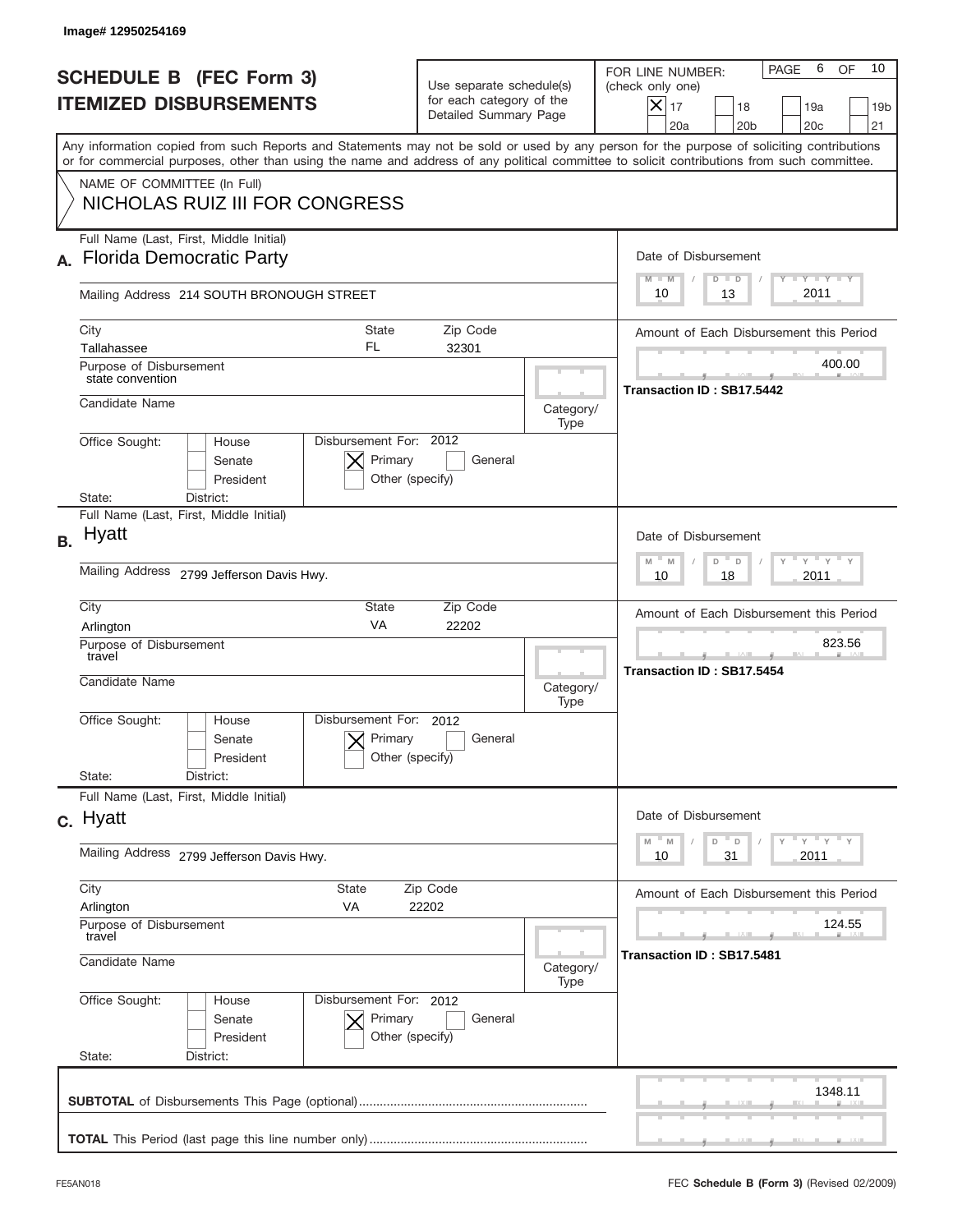Image# 12950254169

# SCHEDULE B (FEC Form 3)
# ITEMIZED DISBURSEMENTS

Use separate schedule(s) for each category of the Detailed Summary Page

FOR LINE NUMBER: (check only one)

| | | | |
|---|---|---|---|
| [X] 17 | [ ] 18 | [ ] 19a | [ ] 19b |
| [ ] 20a | [ ] 20b | [ ] 20c | [ ] 21 |

PAGE 6 OF 10

Any information copied from such Reports and Statements may not be sold or used by any person for the purpose of soliciting contributions or for commercial purposes, other than using the name and address of any political committee to solicit contributions from such committee.

NAME OF COMMITTEE (In Full)
NICHOLAS RUIZ III FOR CONGRESS

---

**A.** Full Name (Last, First, Middle Initial): Florida Democratic Party

Mailing Address: 214 SOUTH BRONOUGH STREET

City: Tallahassee | State: FL | Zip Code: 32301

Purpose of Disbursement: state convention

Candidate Name:

Category/Type:

Office Sought: [ ] House [ ] Senate [ ] President

State: District:

Disbursement For: 2012 [X] Primary [ ] General [ ] Other (specify)

Date of Disbursement: 10 / 13 / 2011

Amount of Each Disbursement this Period: 400.00

Transaction ID : SB17.5442

---

**B.** Full Name (Last, First, Middle Initial): Hyatt

Mailing Address: 2799 Jefferson Davis Hwy.

City: Arlington | State: VA | Zip Code: 22202

Purpose of Disbursement: travel

Candidate Name:

Category/Type:

Office Sought: [ ] House [ ] Senate [ ] President

State: District:

Disbursement For: 2012 [X] Primary [ ] General [ ] Other (specify)

Date of Disbursement: 10 / 18 / 2011

Amount of Each Disbursement this Period: 823.56

Transaction ID : SB17.5454

---

**C.** Full Name (Last, First, Middle Initial): Hyatt

Mailing Address: 2799 Jefferson Davis Hwy.

City: Arlington | State: VA | Zip Code: 22202

Purpose of Disbursement: travel

Candidate Name:

Category/Type:

Office Sought: [ ] House [ ] Senate [ ] President

State: District:

Disbursement For: 2012 [X] Primary [ ] General [ ] Other (specify)

Date of Disbursement: 10 / 31 / 2011

Amount of Each Disbursement this Period: 124.55

Transaction ID : SB17.5481

---

**SUBTOTAL** of Disbursements This Page (optional): 1348.11

**TOTAL** This Period (last page this line number only):

FE5AN018

FEC **Schedule B (Form 3)** (Revised 02/2009)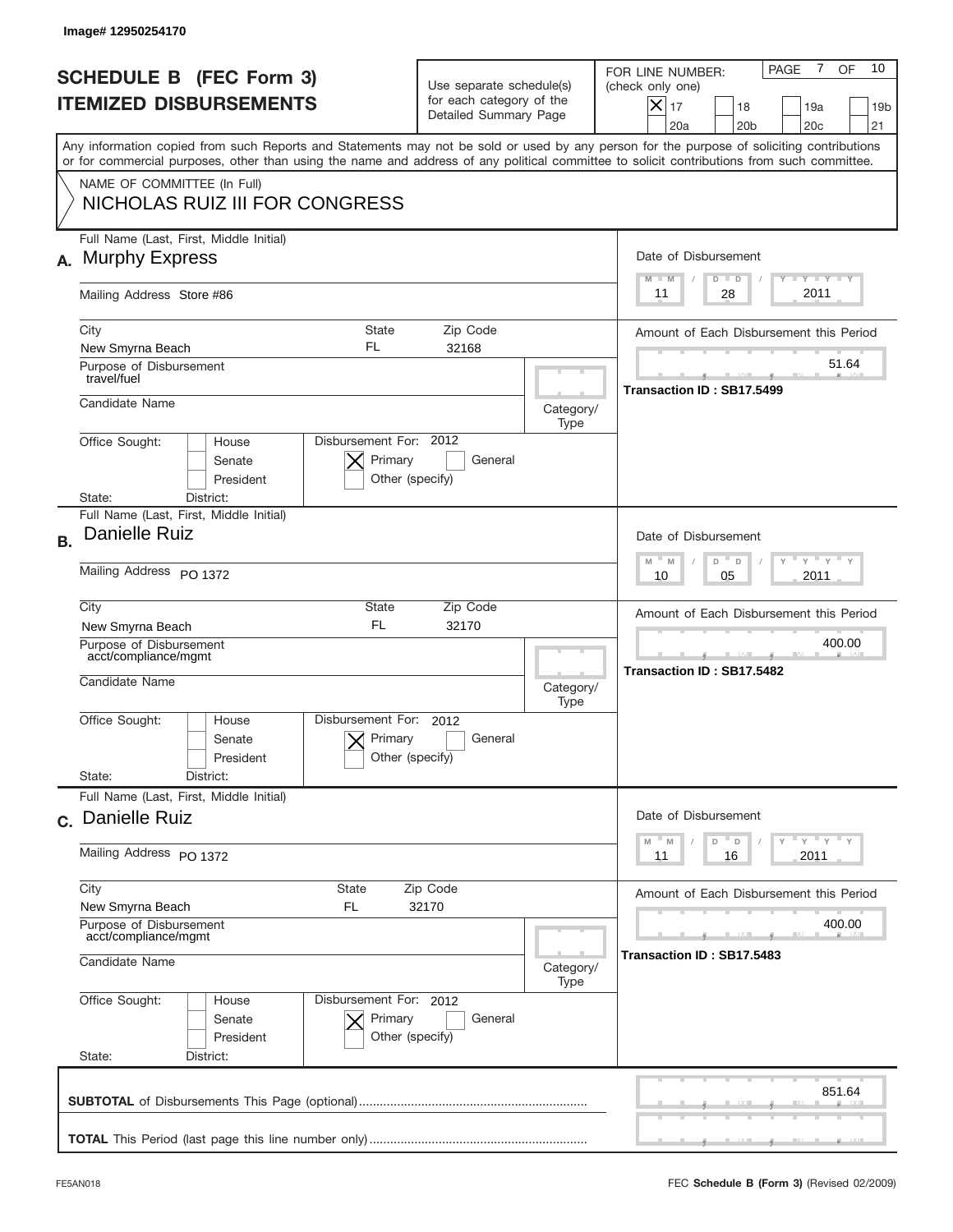Image# 12950254170

# SCHEDULE B (FEC Form 3)
## ITEMIZED DISBURSEMENTS

Use separate schedule(s) for each category of the Detailed Summary Page

FOR LINE NUMBER: (check only one)
[X] 17 [ ] 18 [ ] 19a [ ] 19b [ ] 20a [ ] 20b [ ] 20c [ ] 21

Any information copied from such Reports and Statements may not be sold or used by any person for the purpose of soliciting contributions or for commercial purposes, other than using the name and address of any political committee to solicit contributions from such committee.

NAME OF COMMITTEE (In Full)
NICHOLAS RUIZ III FOR CONGRESS

---

**A.** Full Name (Last, First, Middle Initial): **Murphy Express**

Mailing Address: Store #86

City: New Smyrna Beach | State: FL | Zip Code: 32168

Purpose of Disbursement: travel/fuel

Candidate Name:

Category/Type:

Office Sought: [ ] House [ ] Senate [ ] President

State: District:

Disbursement For: 2012 [X] Primary [ ] General [ ] Other (specify)

Date of Disbursement: 11 / 28 / 2011

Amount of Each Disbursement this Period: 51.64

Transaction ID : SB17.5499

---

**B.** Full Name (Last, First, Middle Initial): **Danielle Ruiz**

Mailing Address: PO 1372

City: New Smyrna Beach | State: FL | Zip Code: 32170

Purpose of Disbursement: acct/compliance/mgmt

Candidate Name:

Category/Type:

Office Sought: [ ] House [ ] Senate [ ] President

State: District:

Disbursement For: 2012 [X] Primary [ ] General [ ] Other (specify)

Date of Disbursement: 10 / 05 / 2011

Amount of Each Disbursement this Period: 400.00

Transaction ID : SB17.5482

---

**C.** Full Name (Last, First, Middle Initial): **Danielle Ruiz**

Mailing Address: PO 1372

City: New Smyrna Beach | State: FL | Zip Code: 32170

Purpose of Disbursement: acct/compliance/mgmt

Candidate Name:

Category/Type:

Office Sought: [ ] House [ ] Senate [ ] President

State: District:

Disbursement For: 2012 [X] Primary [ ] General [ ] Other (specify)

Date of Disbursement: 11 / 16 / 2011

Amount of Each Disbursement this Period: 400.00

Transaction ID : SB17.5483

---

**SUBTOTAL** of Disbursements This Page (optional): 851.64

**TOTAL** This Period (last page this line number only):

FE5AN018 FEC **Schedule B (Form 3)** (Revised 02/2009)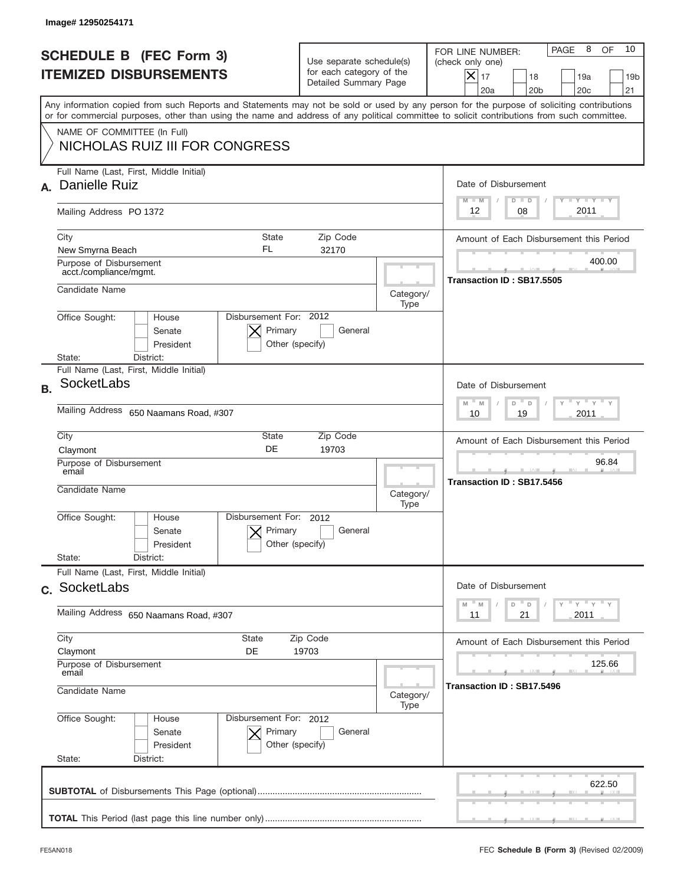Image# 12950254171

# SCHEDULE B (FEC Form 3)
## ITEMIZED DISBURSEMENTS

Use separate schedule(s) for each category of the Detailed Summary Page

FOR LINE NUMBER: (check only one)
[X] 17 [ ] 18 [ ] 19a [ ] 19b [ ] 20a [ ] 20b [ ] 20c [ ] 21

Any information copied from such Reports and Statements may not be sold or used by any person for the purpose of soliciting contributions or for commercial purposes, other than using the name and address of any political committee to solicit contributions from such committee.

NAME OF COMMITTEE (In Full)
NICHOLAS RUIZ III FOR CONGRESS

**A.** Full Name (Last, First, Middle Initial): Danielle Ruiz
Mailing Address: PO 1372
City: New Smyrna Beach | State: FL | Zip Code: 32170
Purpose of Disbursement: acct./compliance/mgmt.
Candidate Name:
Category/Type:
Office Sought: [ ] House [ ] Senate [ ] President
State: District:
Disbursement For: 2012 [X] Primary [ ] General [ ] Other (specify)
Date of Disbursement: 12/08/2011
Amount of Each Disbursement this Period: 400.00
Transaction ID : SB17.5505

**B.** Full Name (Last, First, Middle Initial): SocketLabs
Mailing Address: 650 Naamans Road, #307
City: Claymont | State: DE | Zip Code: 19703
Purpose of Disbursement: email
Candidate Name:
Category/Type:
Office Sought: [ ] House [ ] Senate [ ] President
State: District:
Disbursement For: 2012 [X] Primary [ ] General [ ] Other (specify)
Date of Disbursement: 10/19/2011
Amount of Each Disbursement this Period: 96.84
Transaction ID : SB17.5456

**C.** Full Name (Last, First, Middle Initial): SocketLabs
Mailing Address: 650 Naamans Road, #307
City: Claymont | State: DE | Zip Code: 19703
Purpose of Disbursement: email
Candidate Name:
Category/Type:
Office Sought: [ ] House [ ] Senate [ ] President
State: District:
Disbursement For: 2012 [X] Primary [ ] General [ ] Other (specify)
Date of Disbursement: 11/21/2011
Amount of Each Disbursement this Period: 125.66
Transaction ID : SB17.5496

**SUBTOTAL** of Disbursements This Page (optional): 622.50

**TOTAL** This Period (last page this line number only):

FE5AN018 FEC **Schedule B (Form 3)** (Revised 02/2009)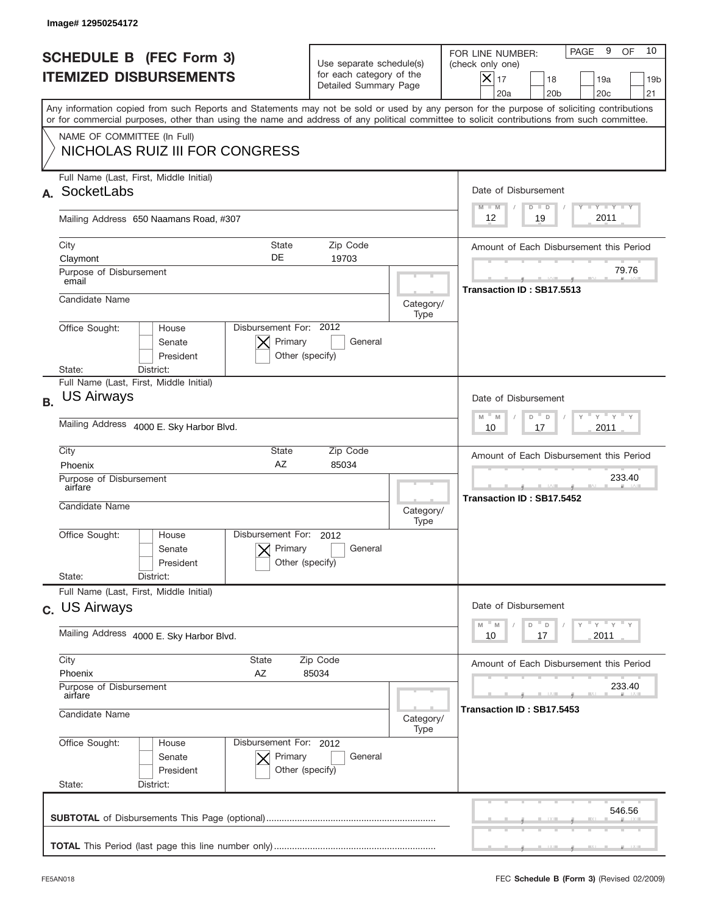Image# 12950254172

# SCHEDULE B (FEC Form 3)
## ITEMIZED DISBURSEMENTS

Use separate schedule(s) for each category of the Detailed Summary Page

FOR LINE NUMBER: (check only one)
[X] 17 [ ] 18 [ ] 19a [ ] 19b [ ] 20a [ ] 20b [ ] 20c [ ] 21

PAGE 9 OF 10

Any information copied from such Reports and Statements may not be sold or used by any person for the purpose of soliciting contributions or for commercial purposes, other than using the name and address of any political committee to solicit contributions from such committee.

NAME OF COMMITTEE (In Full)
NICHOLAS RUIZ III FOR CONGRESS

---

**A.** Full Name (Last, First, Middle Initial): SocketLabs

Mailing Address: 650 Naamans Road, #307

City: Claymont | State: DE | Zip Code: 19703

Purpose of Disbursement: email

Candidate Name:

Category/Type:

Office Sought: [ ] House [ ] Senate [ ] President

State: District:

Disbursement For: 2012 [X] Primary [ ] General [ ] Other (specify)

Date of Disbursement: 12 / 19 / 2011

Amount of Each Disbursement this Period: 79.76

Transaction ID : SB17.5513

---

**B.** Full Name (Last, First, Middle Initial): US Airways

Mailing Address: 4000 E. Sky Harbor Blvd.

City: Phoenix | State: AZ | Zip Code: 85034

Purpose of Disbursement: airfare

Candidate Name:

Category/Type:

Office Sought: [ ] House [ ] Senate [ ] President

State: District:

Disbursement For: 2012 [X] Primary [ ] General [ ] Other (specify)

Date of Disbursement: 10 / 17 / 2011

Amount of Each Disbursement this Period: 233.40

Transaction ID : SB17.5452

---

**C.** Full Name (Last, First, Middle Initial): US Airways

Mailing Address: 4000 E. Sky Harbor Blvd.

City: Phoenix | State: AZ | Zip Code: 85034

Purpose of Disbursement: airfare

Candidate Name:

Category/Type:

Office Sought: [ ] House [ ] Senate [ ] President

State: District:

Disbursement For: 2012 [X] Primary [ ] General [ ] Other (specify)

Date of Disbursement: 10 / 17 / 2011

Amount of Each Disbursement this Period: 233.40

Transaction ID : SB17.5453

---

**SUBTOTAL** of Disbursements This Page (optional): 546.56

**TOTAL** This Period (last page this line number only):

FE5AN018 — FEC **Schedule B (Form 3)** (Revised 02/2009)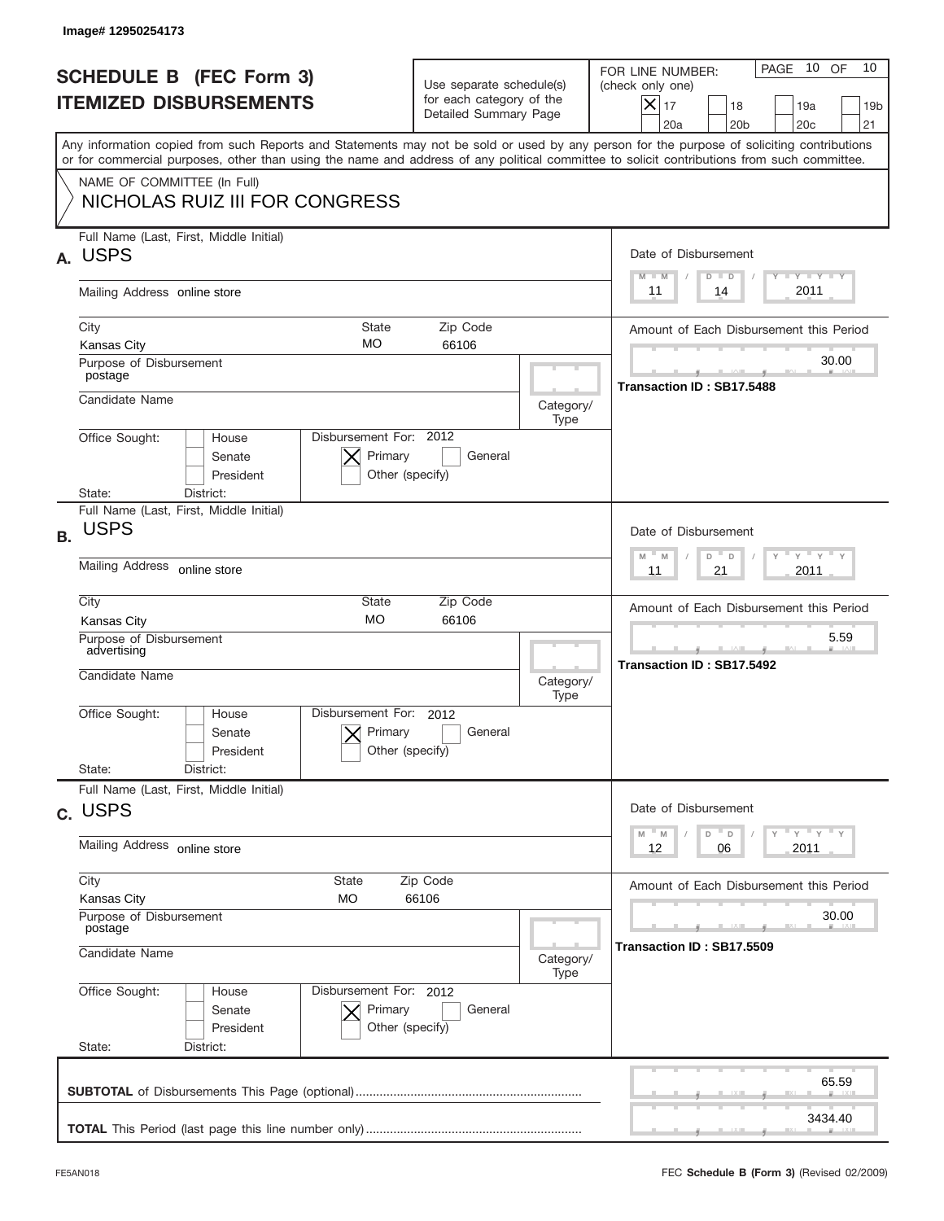Image# 12950254173

# SCHEDULE B (FEC Form 3)
# ITEMIZED DISBURSEMENTS

Use separate schedule(s) for each category of the Detailed Summary Page

FOR LINE NUMBER: (check only one)

- [X] 17
- [ ] 18
- [ ] 19a
- [ ] 19b
- [ ] 20a
- [ ] 20b
- [ ] 20c
- [ ] 21

PAGE 10 OF 10

Any information copied from such Reports and Statements may not be sold or used by any person for the purpose of soliciting contributions or for commercial purposes, other than using the name and address of any political committee to solicit contributions from such committee.

NAME OF COMMITTEE (In Full)
NICHOLAS RUIZ III FOR CONGRESS

---

**A.** Full Name (Last, First, Middle Initial): USPS

Mailing Address: online store

City: Kansas City | State: MO | Zip Code: 66106

Purpose of Disbursement: postage

Candidate Name:

Category/Type:

Office Sought: [ ] House [ ] Senate [ ] President

State: District:

Disbursement For: 2012 [X] Primary [ ] General [ ] Other (specify)

Date of Disbursement: 11 / 14 / 2011

Amount of Each Disbursement this Period: 30.00

Transaction ID : SB17.5488

---

**B.** Full Name (Last, First, Middle Initial): USPS

Mailing Address: online store

City: Kansas City | State: MO | Zip Code: 66106

Purpose of Disbursement: advertising

Candidate Name:

Category/Type:

Office Sought: [ ] House [ ] Senate [ ] President

State: District:

Disbursement For: 2012 [X] Primary [ ] General [ ] Other (specify)

Date of Disbursement: 11 / 21 / 2011

Amount of Each Disbursement this Period: 5.59

Transaction ID : SB17.5492

---

**C.** Full Name (Last, First, Middle Initial): USPS

Mailing Address: online store

City: Kansas City | State: MO | Zip Code: 66106

Purpose of Disbursement: postage

Candidate Name:

Category/Type:

Office Sought: [ ] House [ ] Senate [ ] President

State: District:

Disbursement For: 2012 [X] Primary [ ] General [ ] Other (specify)

Date of Disbursement: 12 / 06 / 2011

Amount of Each Disbursement this Period: 30.00

Transaction ID : SB17.5509

---

**SUBTOTAL** of Disbursements This Page (optional): 65.59

**TOTAL** This Period (last page this line number only): 3434.40

FE5AN018

FEC **Schedule B** (Form 3) (Revised 02/2009)